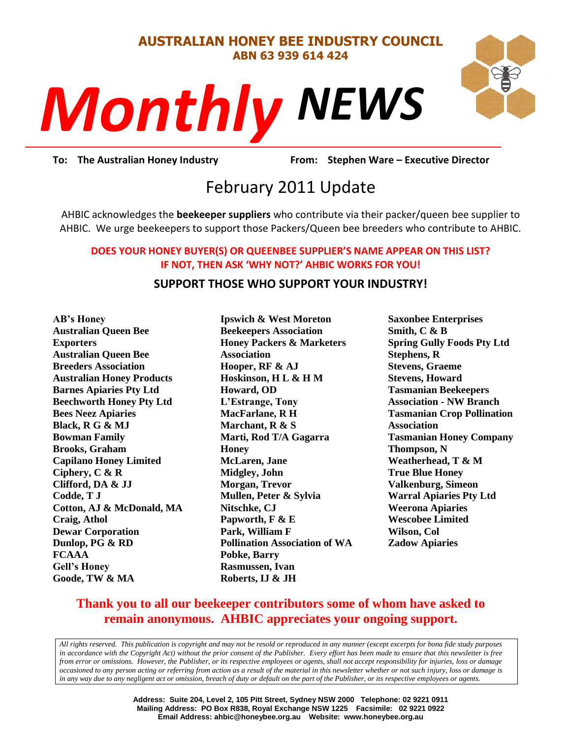**AUSTRALIAN HONEY BEE INDUSTRY COUNCIL**
**ABN 63 939 614 424**

# *Monthly NEWS*

**To: The Australian Honey Industry** **From: Stephen Ware – Executive Director**

## February 2011 Update

AHBIC acknowledges the **beekeeper suppliers** who contribute via their packer/queen bee supplier to AHBIC. We urge beekeepers to support those Packers/Queen bee breeders who contribute to AHBIC.

**DOES YOUR HONEY BUYER(S) OR QUEENBEE SUPPLIER'S NAME APPEAR ON THIS LIST? IF NOT, THEN ASK 'WHY NOT?' AHBIC WORKS FOR YOU!**

### SUPPORT THOSE WHO SUPPORT YOUR INDUSTRY!

**AB's Honey**
**Australian Queen Bee Exporters**
**Australian Queen Bee Breeders Association**
**Australian Honey Products**
**Barnes Apiaries Pty Ltd**
**Beechworth Honey Pty Ltd**
**Bees Neez Apiaries**
**Black, R G & MJ**
**Bowman Family**
**Brooks, Graham**
**Capilano Honey Limited**
**Ciphery, C & R**
**Clifford, DA & JJ**
**Codde, T J**
**Cotton, AJ & McDonald, MA**
**Craig, Athol**
**Dewar Corporation**
**Dunlop, PG & RD**
**FCAAA**
**Gell's Honey**
**Goode, TW & MA**
**Ipswich & West Moreton Beekeepers Association**
**Honey Packers & Marketers Association**
**Hooper, RF & AJ**
**Hoskinson, H L & H M**
**Howard, OD**
**L'Estrange, Tony**
**MacFarlane, R H**
**Marchant, R & S**
**Marti, Rod T/A Gagarra Honey**
**McLaren, Jane**
**Midgley, John**
**Morgan, Trevor**
**Mullen, Peter & Sylvia**
**Nitschke, CJ**
**Papworth, F & E**
**Park, William F**
**Pollination Association of WA**
**Pobke, Barry**
**Rasmussen, Ivan**
**Roberts, IJ & JH**
**Saxonbee Enterprises**
**Smith, C & B**
**Spring Gully Foods Pty Ltd**
**Stephens, R**
**Stevens, Graeme**
**Stevens, Howard**
**Tasmanian Beekeepers Association - NW Branch**
**Tasmanian Crop Pollination Association**
**Tasmanian Honey Company**
**Thompson, N**
**Weatherhead, T & M**
**True Blue Honey**
**Valkenburg, Simeon**
**Warral Apiaries Pty Ltd**
**Weerona Apiaries**
**Wescobee Limited**
**Wilson, Col**
**Zadow Apiaries**

**Thank you to all our beekeeper contributors some of whom have asked to remain anonymous. AHBIC appreciates your ongoing support.**

*All rights reserved. This publication is copyright and may not be resold or reproduced in any manner (except excerpts for bona fide study purposes in accordance with the Copyright Act) without the prior consent of the Publisher. Every effort has been made to ensure that this newsletter is free from error or omissions. However, the Publisher, or its respective employees or agents, shall not accept responsibility for injuries, loss or damage occasioned to any person acting or referring from action as a result of the material in this newsletter whether or not such injury, loss or damage is in any way due to any negligent act or omission, breach of duty or default on the part of the Publisher, or its respective employees or agents.*

**Address: Suite 204, Level 2, 105 Pitt Street, Sydney NSW 2000 Telephone: 02 9221 0911**
**Mailing Address: PO Box R838, Royal Exchange NSW 1225 Facsimile: 02 9221 0922**
**Email Address: ahbic@honeybee.org.au Website: www.honeybee.org.au**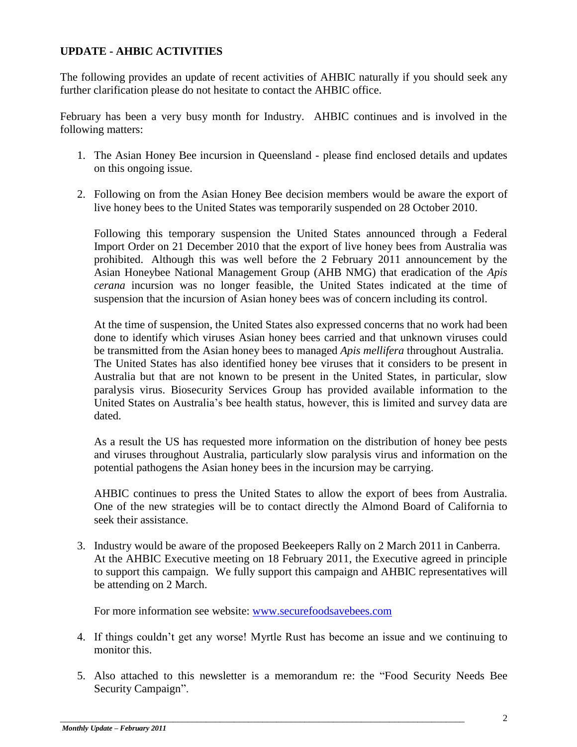## UPDATE - AHBIC ACTIVITIES

The following provides an update of recent activities of AHBIC naturally if you should seek any further clarification please do not hesitate to contact the AHBIC office.

February has been a very busy month for Industry. AHBIC continues and is involved in the following matters:

1. The Asian Honey Bee incursion in Queensland - please find enclosed details and updates on this ongoing issue.

2. Following on from the Asian Honey Bee decision members would be aware the export of live honey bees to the United States was temporarily suspended on 28 October 2010.

   Following this temporary suspension the United States announced through a Federal Import Order on 21 December 2010 that the export of live honey bees from Australia was prohibited. Although this was well before the 2 February 2011 announcement by the Asian Honeybee National Management Group (AHB NMG) that eradication of the *Apis cerana* incursion was no longer feasible, the United States indicated at the time of suspension that the incursion of Asian honey bees was of concern including its control.

   At the time of suspension, the United States also expressed concerns that no work had been done to identify which viruses Asian honey bees carried and that unknown viruses could be transmitted from the Asian honey bees to managed *Apis mellifera* throughout Australia. The United States has also identified honey bee viruses that it considers to be present in Australia but that are not known to be present in the United States, in particular, slow paralysis virus. Biosecurity Services Group has provided available information to the United States on Australia's bee health status, however, this is limited and survey data are dated.

   As a result the US has requested more information on the distribution of honey bee pests and viruses throughout Australia, particularly slow paralysis virus and information on the potential pathogens the Asian honey bees in the incursion may be carrying.

   AHBIC continues to press the United States to allow the export of bees from Australia. One of the new strategies will be to contact directly the Almond Board of California to seek their assistance.

3. Industry would be aware of the proposed Beekeepers Rally on 2 March 2011 in Canberra. At the AHBIC Executive meeting on 18 February 2011, the Executive agreed in principle to support this campaign. We fully support this campaign and AHBIC representatives will be attending on 2 March.

   For more information see website: www.securefoodsavebees.com

4. If things couldn't get any worse! Myrtle Rust has become an issue and we continuing to monitor this.

5. Also attached to this newsletter is a memorandum re: the "Food Security Needs Bee Security Campaign".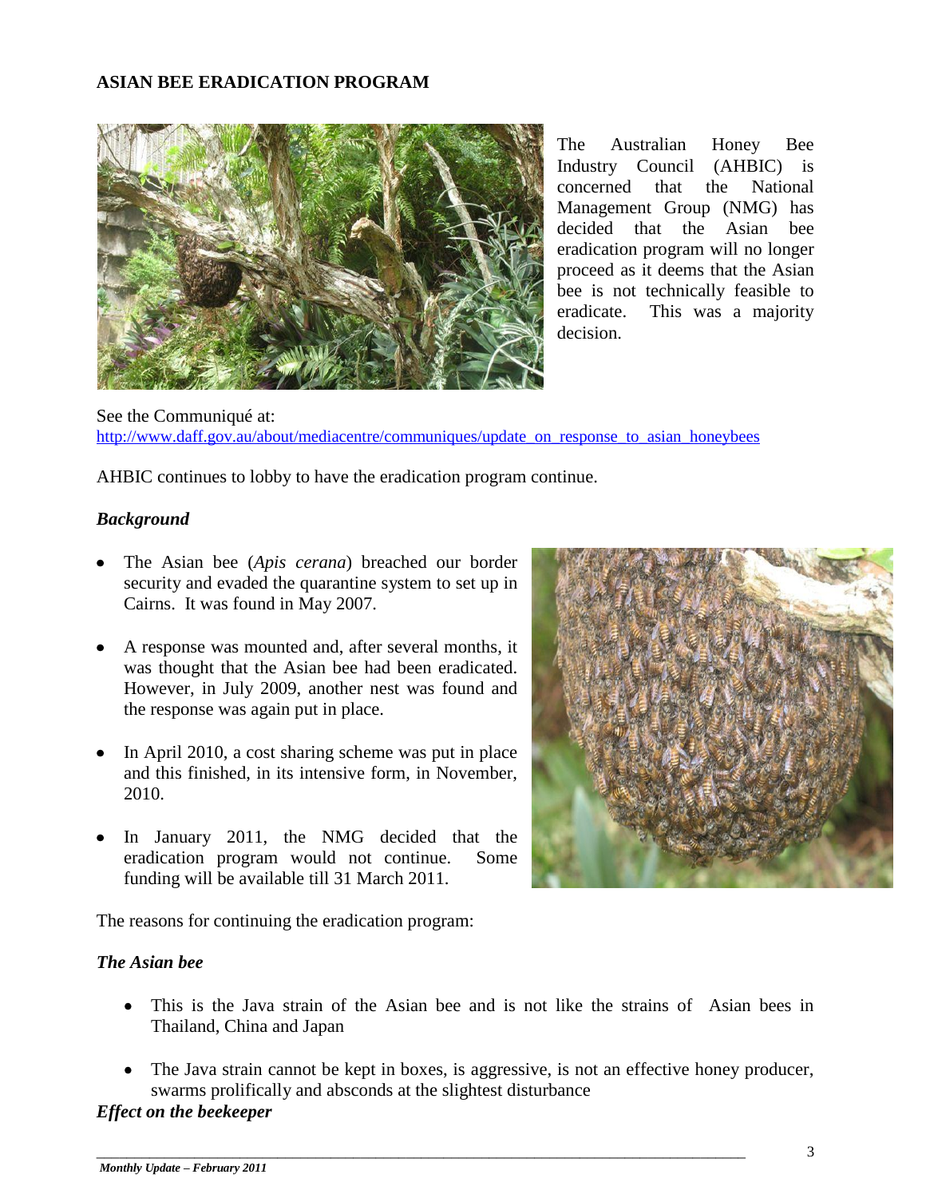## ASIAN BEE ERADICATION PROGRAM

The Australian Honey Bee Industry Council (AHBIC) is concerned that the National Management Group (NMG) has decided that the Asian bee eradication program will no longer proceed as it deems that the Asian bee is not technically feasible to eradicate. This was a majority decision.

See the Communiqué at:
http://www.daff.gov.au/about/mediacentre/communiques/update_on_response_to_asian_honeybees

AHBIC continues to lobby to have the eradication program continue.

### *Background*

- The Asian bee (*Apis cerana*) breached our border security and evaded the quarantine system to set up in Cairns. It was found in May 2007.
- A response was mounted and, after several months, it was thought that the Asian bee had been eradicated. However, in July 2009, another nest was found and the response was again put in place.
- In April 2010, a cost sharing scheme was put in place and this finished, in its intensive form, in November, 2010.
- In January 2011, the NMG decided that the eradication program would not continue. Some funding will be available till 31 March 2011.

The reasons for continuing the eradication program:

### *The Asian bee*

- This is the Java strain of the Asian bee and is not like the strains of Asian bees in Thailand, China and Japan
- The Java strain cannot be kept in boxes, is aggressive, is not an effective honey producer, swarms prolifically and absconds at the slightest disturbance

### *Effect on the beekeeper*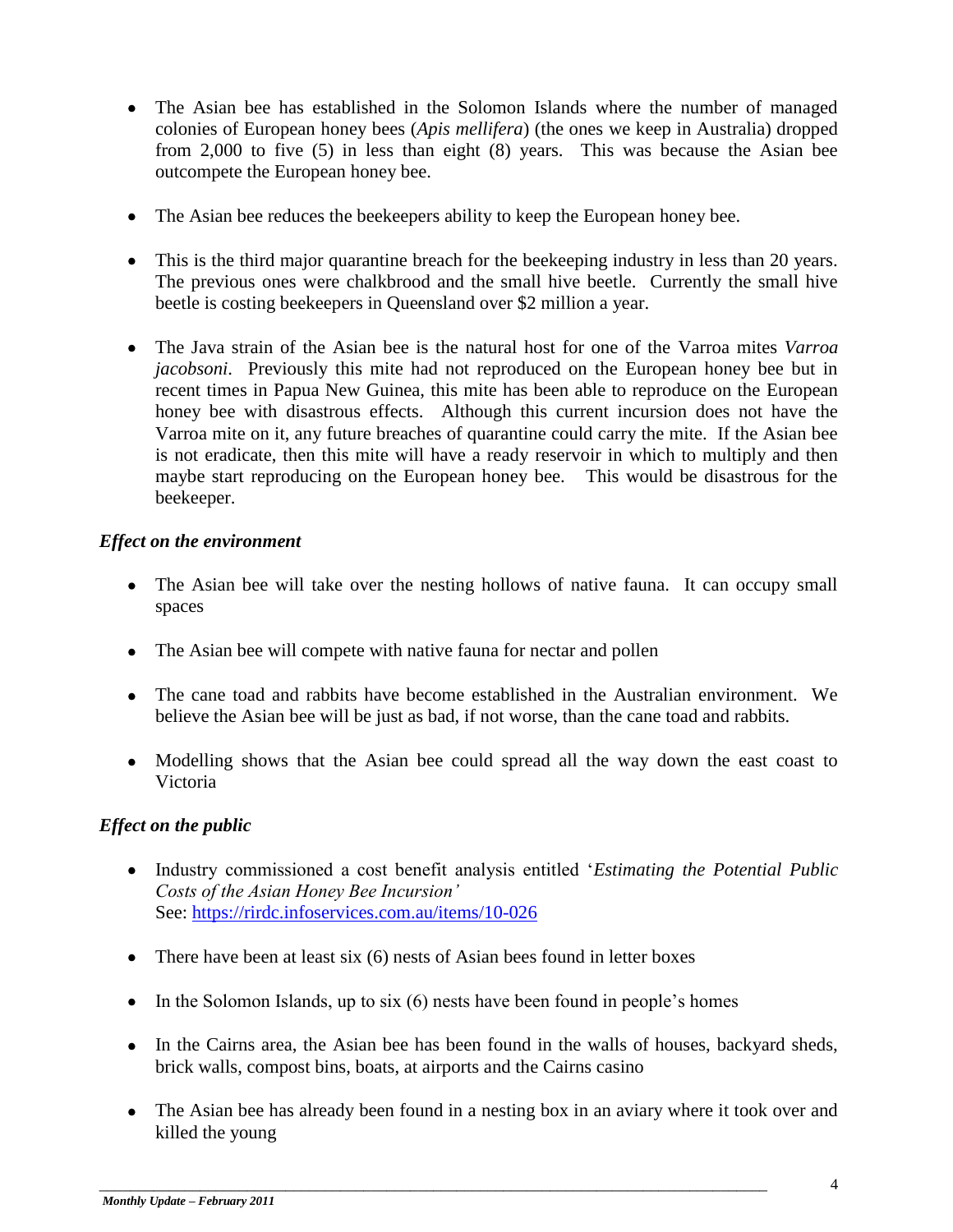- The Asian bee has established in the Solomon Islands where the number of managed colonies of European honey bees (*Apis mellifera*) (the ones we keep in Australia) dropped from 2,000 to five (5) in less than eight (8) years. This was because the Asian bee outcompete the European honey bee.

- The Asian bee reduces the beekeepers ability to keep the European honey bee.

- This is the third major quarantine breach for the beekeeping industry in less than 20 years. The previous ones were chalkbrood and the small hive beetle. Currently the small hive beetle is costing beekeepers in Queensland over $2 million a year.

- The Java strain of the Asian bee is the natural host for one of the Varroa mites *Varroa jacobsoni*. Previously this mite had not reproduced on the European honey bee but in recent times in Papua New Guinea, this mite has been able to reproduce on the European honey bee with disastrous effects. Although this current incursion does not have the Varroa mite on it, any future breaches of quarantine could carry the mite. If the Asian bee is not eradicate, then this mite will have a ready reservoir in which to multiply and then maybe start reproducing on the European honey bee. This would be disastrous for the beekeeper.

### *Effect on the environment*

- The Asian bee will take over the nesting hollows of native fauna. It can occupy small spaces

- The Asian bee will compete with native fauna for nectar and pollen

- The cane toad and rabbits have become established in the Australian environment. We believe the Asian bee will be just as bad, if not worse, than the cane toad and rabbits.

- Modelling shows that the Asian bee could spread all the way down the east coast to Victoria

### *Effect on the public*

- Industry commissioned a cost benefit analysis entitled '*Estimating the Potential Public Costs of the Asian Honey Bee Incursion'*
  See: https://rirdc.infoservices.com.au/items/10-026

- There have been at least six (6) nests of Asian bees found in letter boxes

- In the Solomon Islands, up to six (6) nests have been found in people's homes

- In the Cairns area, the Asian bee has been found in the walls of houses, backyard sheds, brick walls, compost bins, boats, at airports and the Cairns casino

- The Asian bee has already been found in a nesting box in an aviary where it took over and killed the young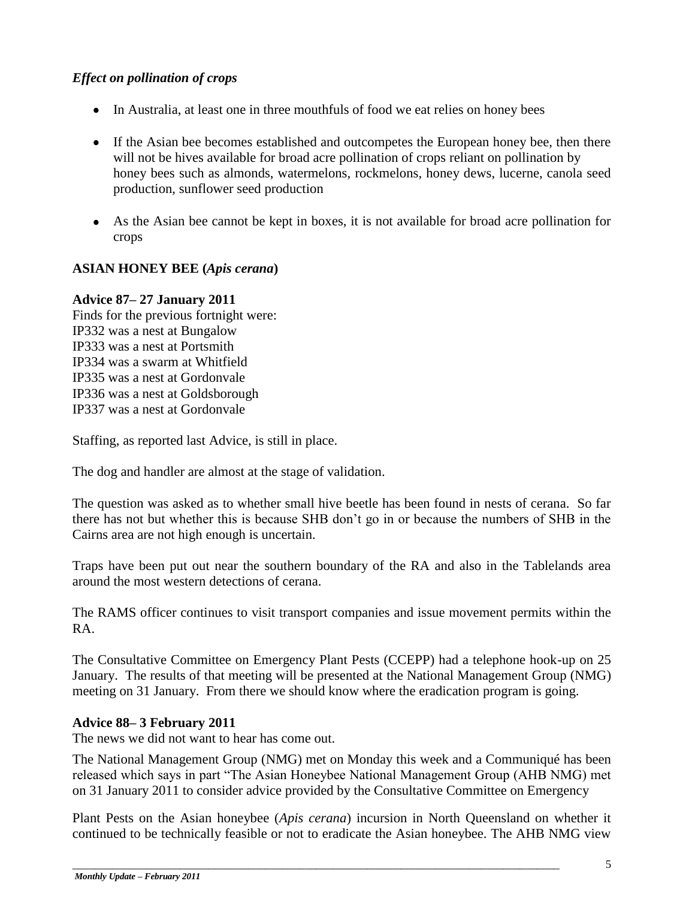### *Effect on pollination of crops*

- In Australia, at least one in three mouthfuls of food we eat relies on honey bees
- If the Asian bee becomes established and outcompetes the European honey bee, then there will not be hives available for broad acre pollination of crops reliant on pollination by honey bees such as almonds, watermelons, rockmelons, honey dews, lucerne, canola seed production, sunflower seed production
- As the Asian bee cannot be kept in boxes, it is not available for broad acre pollination for crops

## ASIAN HONEY BEE (*Apis cerana*)

### Advice 87– 27 January 2011

Finds for the previous fortnight were:
IP332 was a nest at Bungalow
IP333 was a nest at Portsmith
IP334 was a swarm at Whitfield
IP335 was a nest at Gordonvale
IP336 was a nest at Goldsborough
IP337 was a nest at Gordonvale

Staffing, as reported last Advice, is still in place.

The dog and handler are almost at the stage of validation.

The question was asked as to whether small hive beetle has been found in nests of cerana. So far there has not but whether this is because SHB don't go in or because the numbers of SHB in the Cairns area are not high enough is uncertain.

Traps have been put out near the southern boundary of the RA and also in the Tablelands area around the most western detections of cerana.

The RAMS officer continues to visit transport companies and issue movement permits within the RA.

The Consultative Committee on Emergency Plant Pests (CCEPP) had a telephone hook-up on 25 January. The results of that meeting will be presented at the National Management Group (NMG) meeting on 31 January. From there we should know where the eradication program is going.

### Advice 88– 3 February 2011

The news we did not want to hear has come out.

The National Management Group (NMG) met on Monday this week and a Communiqué has been released which says in part "The Asian Honeybee National Management Group (AHB NMG) met on 31 January 2011 to consider advice provided by the Consultative Committee on Emergency

Plant Pests on the Asian honeybee (*Apis cerana*) incursion in North Queensland on whether it continued to be technically feasible or not to eradicate the Asian honeybee. The AHB NMG view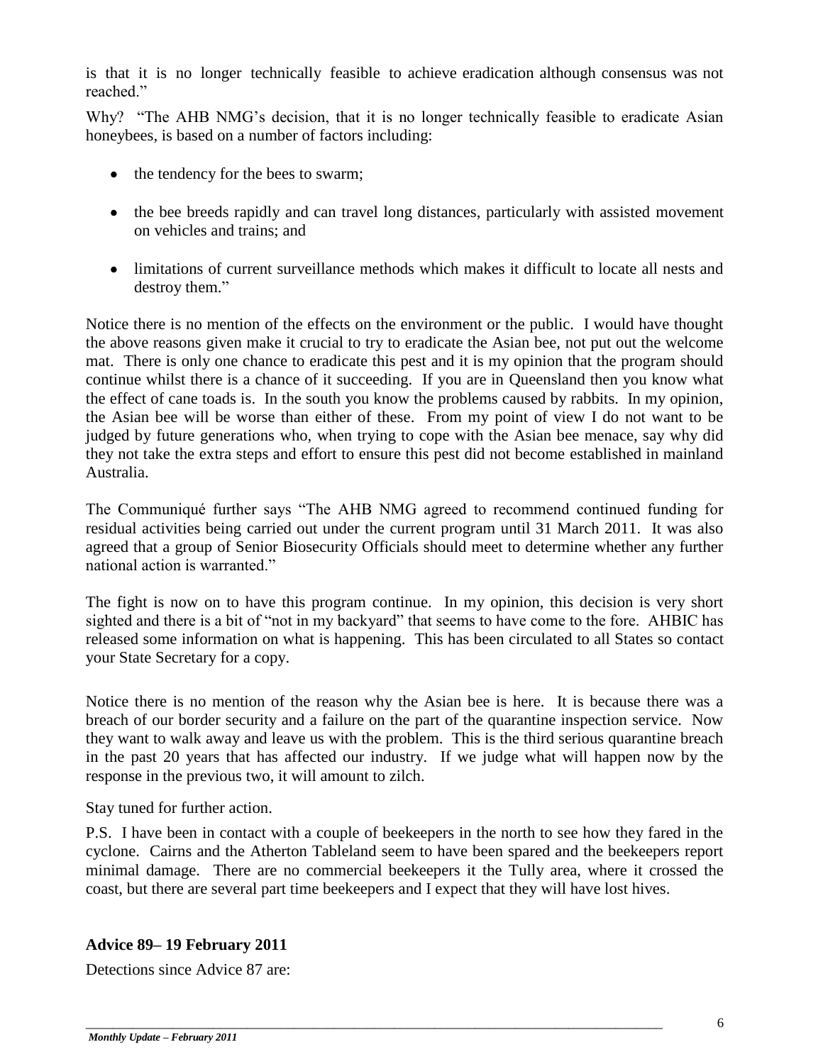is that it is no longer technically feasible to achieve eradication although consensus was not reached."

Why? "The AHB NMG's decision, that it is no longer technically feasible to eradicate Asian honeybees, is based on a number of factors including:

- the tendency for the bees to swarm;
- the bee breeds rapidly and can travel long distances, particularly with assisted movement on vehicles and trains; and
- limitations of current surveillance methods which makes it difficult to locate all nests and destroy them."

Notice there is no mention of the effects on the environment or the public. I would have thought the above reasons given make it crucial to try to eradicate the Asian bee, not put out the welcome mat. There is only one chance to eradicate this pest and it is my opinion that the program should continue whilst there is a chance of it succeeding. If you are in Queensland then you know what the effect of cane toads is. In the south you know the problems caused by rabbits. In my opinion, the Asian bee will be worse than either of these. From my point of view I do not want to be judged by future generations who, when trying to cope with the Asian bee menace, say why did they not take the extra steps and effort to ensure this pest did not become established in mainland Australia.

The Communiqué further says "The AHB NMG agreed to recommend continued funding for residual activities being carried out under the current program until 31 March 2011. It was also agreed that a group of Senior Biosecurity Officials should meet to determine whether any further national action is warranted."

The fight is now on to have this program continue. In my opinion, this decision is very short sighted and there is a bit of "not in my backyard" that seems to have come to the fore. AHBIC has released some information on what is happening. This has been circulated to all States so contact your State Secretary for a copy.

Notice there is no mention of the reason why the Asian bee is here. It is because there was a breach of our border security and a failure on the part of the quarantine inspection service. Now they want to walk away and leave us with the problem. This is the third serious quarantine breach in the past 20 years that has affected our industry. If we judge what will happen now by the response in the previous two, it will amount to zilch.

Stay tuned for further action.

P.S. I have been in contact with a couple of beekeepers in the north to see how they fared in the cyclone. Cairns and the Atherton Tableland seem to have been spared and the beekeepers report minimal damage. There are no commercial beekeepers it the Tully area, where it crossed the coast, but there are several part time beekeepers and I expect that they will have lost hives.

### Advice 89– 19 February 2011

Detections since Advice 87 are: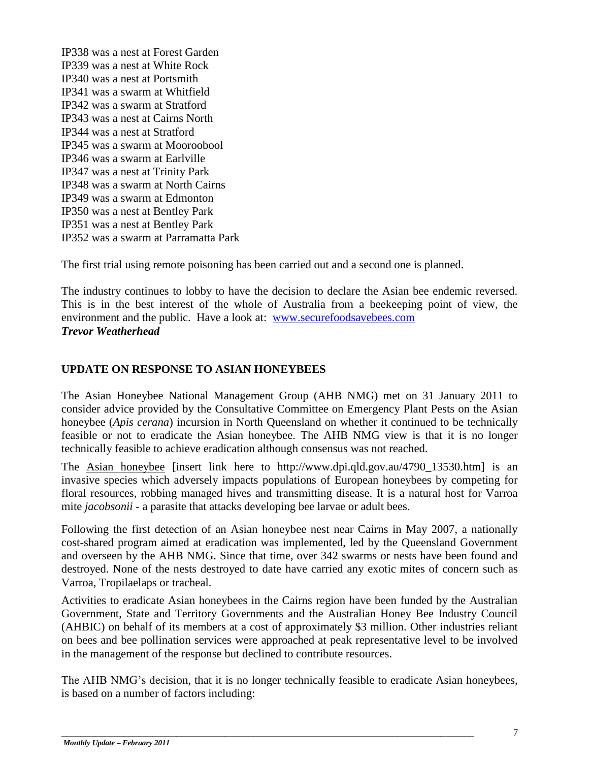IP338 was a nest at Forest Garden
IP339 was a nest at White Rock
IP340 was a nest at Portsmith
IP341 was a swarm at Whitfield
IP342 was a swarm at Stratford
IP343 was a nest at Cairns North
IP344 was a nest at Stratford
IP345 was a swarm at Mooroobool
IP346 was a swarm at Earlville
IP347 was a nest at Trinity Park
IP348 was a swarm at North Cairns
IP349 was a swarm at Edmonton
IP350 was a nest at Bentley Park
IP351 was a nest at Bentley Park
IP352 was a swarm at Parramatta Park

The first trial using remote poisoning has been carried out and a second one is planned.

The industry continues to lobby to have the decision to declare the Asian bee endemic reversed. This is in the best interest of the whole of Australia from a beekeeping point of view, the environment and the public. Have a look at: [www.securefoodsavebees.com](http://www.securefoodsavebees.com)
***Trevor Weatherhead***

## UPDATE ON RESPONSE TO ASIAN HONEYBEES

The Asian Honeybee National Management Group (AHB NMG) met on 31 January 2011 to consider advice provided by the Consultative Committee on Emergency Plant Pests on the Asian honeybee (*Apis cerana*) incursion in North Queensland on whether it continued to be technically feasible or not to eradicate the Asian honeybee. The AHB NMG view is that it is no longer technically feasible to achieve eradication although consensus was not reached.

The Asian honeybee [insert link here to http://www.dpi.qld.gov.au/4790_13530.htm] is an invasive species which adversely impacts populations of European honeybees by competing for floral resources, robbing managed hives and transmitting disease. It is a natural host for Varroa mite *jacobsonii* - a parasite that attacks developing bee larvae or adult bees.

Following the first detection of an Asian honeybee nest near Cairns in May 2007, a nationally cost-shared program aimed at eradication was implemented, led by the Queensland Government and overseen by the AHB NMG. Since that time, over 342 swarms or nests have been found and destroyed. None of the nests destroyed to date have carried any exotic mites of concern such as Varroa, Tropilaelaps or tracheal.

Activities to eradicate Asian honeybees in the Cairns region have been funded by the Australian Government, State and Territory Governments and the Australian Honey Bee Industry Council (AHBIC) on behalf of its members at a cost of approximately $3 million. Other industries reliant on bees and bee pollination services were approached at peak representative level to be involved in the management of the response but declined to contribute resources.

The AHB NMG's decision, that it is no longer technically feasible to eradicate Asian honeybees, is based on a number of factors including: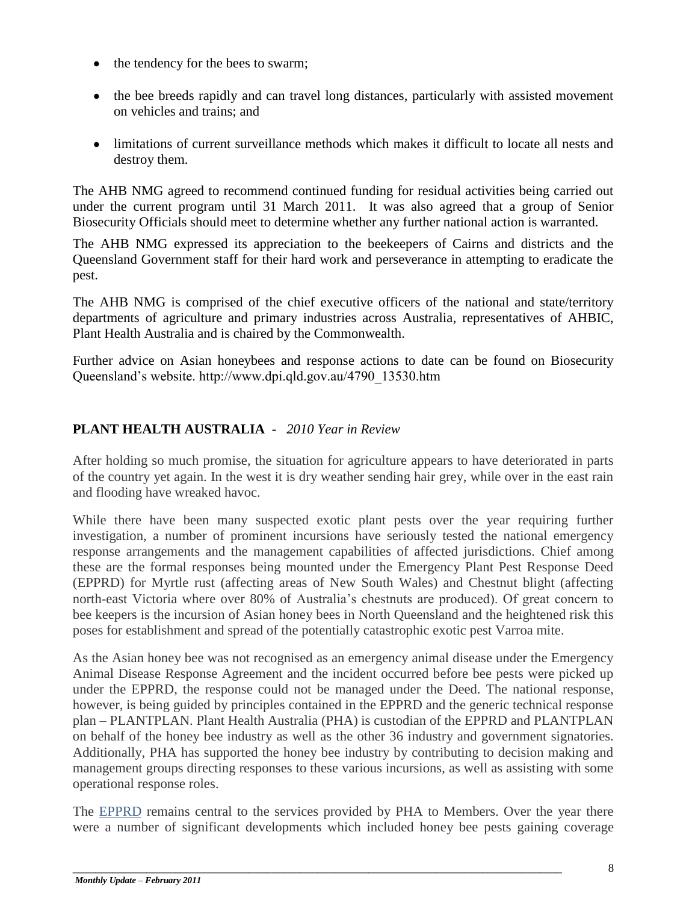- the tendency for the bees to swarm;
- the bee breeds rapidly and can travel long distances, particularly with assisted movement on vehicles and trains; and
- limitations of current surveillance methods which makes it difficult to locate all nests and destroy them.

The AHB NMG agreed to recommend continued funding for residual activities being carried out under the current program until 31 March 2011. It was also agreed that a group of Senior Biosecurity Officials should meet to determine whether any further national action is warranted.

The AHB NMG expressed its appreciation to the beekeepers of Cairns and districts and the Queensland Government staff for their hard work and perseverance in attempting to eradicate the pest.

The AHB NMG is comprised of the chief executive officers of the national and state/territory departments of agriculture and primary industries across Australia, representatives of AHBIC, Plant Health Australia and is chaired by the Commonwealth.

Further advice on Asian honeybees and response actions to date can be found on Biosecurity Queensland's website. http://www.dpi.qld.gov.au/4790_13530.htm

## PLANT HEALTH AUSTRALIA - *2010 Year in Review*

After holding so much promise, the situation for agriculture appears to have deteriorated in parts of the country yet again. In the west it is dry weather sending hair grey, while over in the east rain and flooding have wreaked havoc.

While there have been many suspected exotic plant pests over the year requiring further investigation, a number of prominent incursions have seriously tested the national emergency response arrangements and the management capabilities of affected jurisdictions. Chief among these are the formal responses being mounted under the Emergency Plant Pest Response Deed (EPPRD) for Myrtle rust (affecting areas of New South Wales) and Chestnut blight (affecting north-east Victoria where over 80% of Australia's chestnuts are produced). Of great concern to bee keepers is the incursion of Asian honey bees in North Queensland and the heightened risk this poses for establishment and spread of the potentially catastrophic exotic pest Varroa mite.

As the Asian honey bee was not recognised as an emergency animal disease under the Emergency Animal Disease Response Agreement and the incident occurred before bee pests were picked up under the EPPRD, the response could not be managed under the Deed. The national response, however, is being guided by principles contained in the EPPRD and the generic technical response plan – PLANTPLAN. Plant Health Australia (PHA) is custodian of the EPPRD and PLANTPLAN on behalf of the honey bee industry as well as the other 36 industry and government signatories. Additionally, PHA has supported the honey bee industry by contributing to decision making and management groups directing responses to these various incursions, as well as assisting with some operational response roles.

The EPPRD remains central to the services provided by PHA to Members. Over the year there were a number of significant developments which included honey bee pests gaining coverage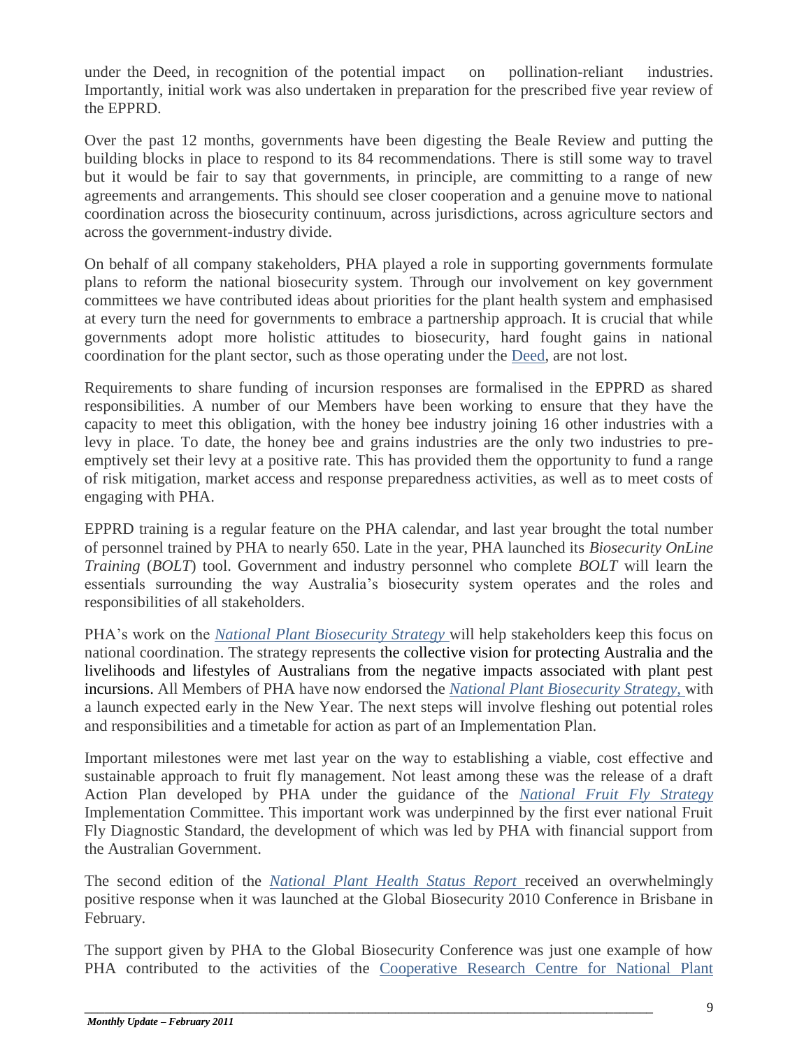under the Deed, in recognition of the potential impact on pollination-reliant industries. Importantly, initial work was also undertaken in preparation for the prescribed five year review of the EPPRD.

Over the past 12 months, governments have been digesting the Beale Review and putting the building blocks in place to respond to its 84 recommendations. There is still some way to travel but it would be fair to say that governments, in principle, are committing to a range of new agreements and arrangements. This should see closer cooperation and a genuine move to national coordination across the biosecurity continuum, across jurisdictions, across agriculture sectors and across the government-industry divide.

On behalf of all company stakeholders, PHA played a role in supporting governments formulate plans to reform the national biosecurity system. Through our involvement on key government committees we have contributed ideas about priorities for the plant health system and emphasised at every turn the need for governments to embrace a partnership approach. It is crucial that while governments adopt more holistic attitudes to biosecurity, hard fought gains in national coordination for the plant sector, such as those operating under the Deed, are not lost.

Requirements to share funding of incursion responses are formalised in the EPPRD as shared responsibilities. A number of our Members have been working to ensure that they have the capacity to meet this obligation, with the honey bee industry joining 16 other industries with a levy in place. To date, the honey bee and grains industries are the only two industries to pre-emptively set their levy at a positive rate. This has provided them the opportunity to fund a range of risk mitigation, market access and response preparedness activities, as well as to meet costs of engaging with PHA.

EPPRD training is a regular feature on the PHA calendar, and last year brought the total number of personnel trained by PHA to nearly 650. Late in the year, PHA launched its *Biosecurity OnLine Training* (*BOLT*) tool. Government and industry personnel who complete *BOLT* will learn the essentials surrounding the way Australia's biosecurity system operates and the roles and responsibilities of all stakeholders.

PHA's work on the *National Plant Biosecurity Strategy* will help stakeholders keep this focus on national coordination. The strategy represents the collective vision for protecting Australia and the livelihoods and lifestyles of Australians from the negative impacts associated with plant pest incursions. All Members of PHA have now endorsed the *National Plant Biosecurity Strategy*, with a launch expected early in the New Year. The next steps will involve fleshing out potential roles and responsibilities and a timetable for action as part of an Implementation Plan.

Important milestones were met last year on the way to establishing a viable, cost effective and sustainable approach to fruit fly management. Not least among these was the release of a draft Action Plan developed by PHA under the guidance of the *National Fruit Fly Strategy* Implementation Committee. This important work was underpinned by the first ever national Fruit Fly Diagnostic Standard, the development of which was led by PHA with financial support from the Australian Government.

The second edition of the *National Plant Health Status Report* received an overwhelmingly positive response when it was launched at the Global Biosecurity 2010 Conference in Brisbane in February.

The support given by PHA to the Global Biosecurity Conference was just one example of how PHA contributed to the activities of the Cooperative Research Centre for National Plant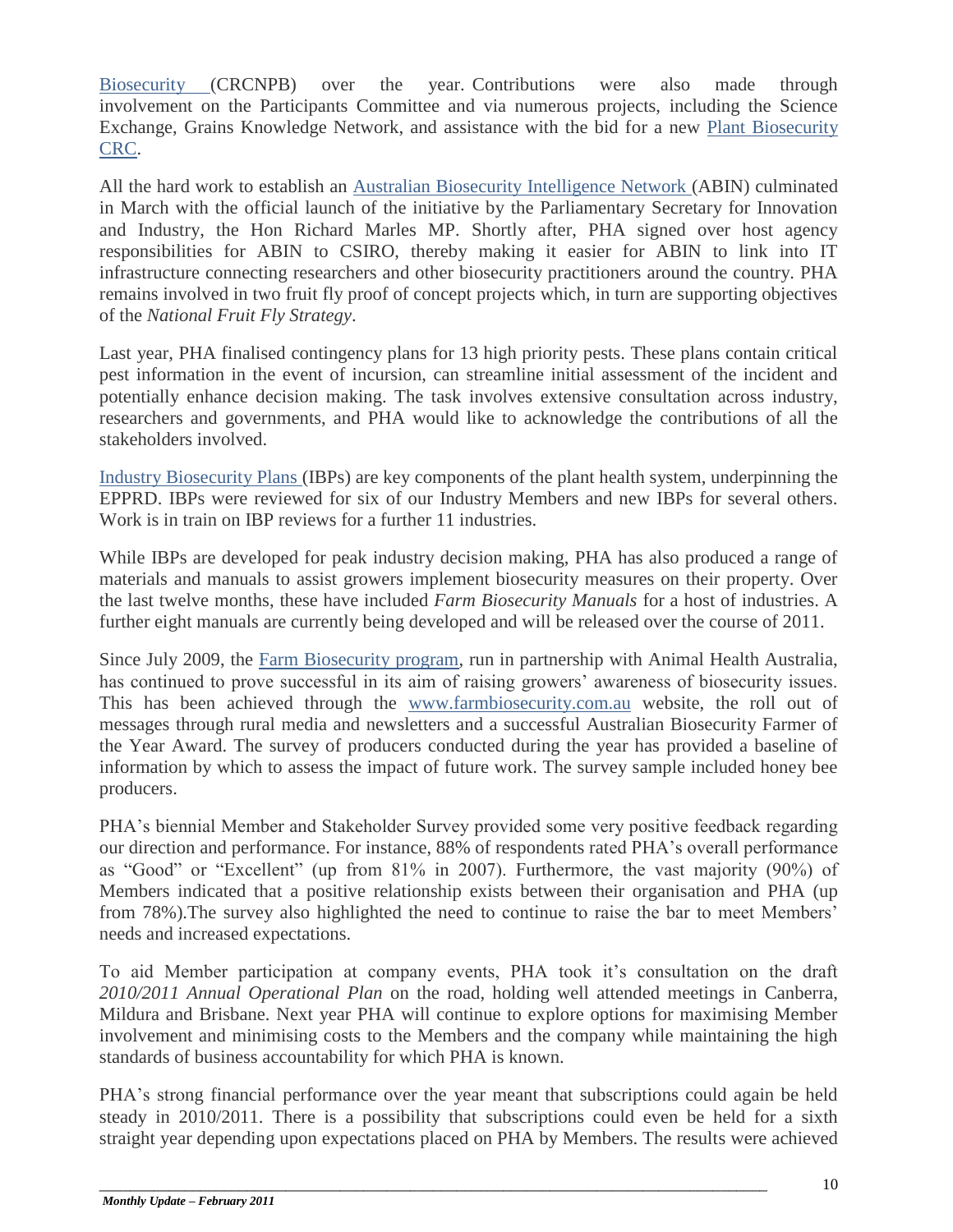Biosecurity (CRCNPB) over the year. Contributions were also made through involvement on the Participants Committee and via numerous projects, including the Science Exchange, Grains Knowledge Network, and assistance with the bid for a new Plant Biosecurity CRC.

All the hard work to establish an Australian Biosecurity Intelligence Network (ABIN) culminated in March with the official launch of the initiative by the Parliamentary Secretary for Innovation and Industry, the Hon Richard Marles MP. Shortly after, PHA signed over host agency responsibilities for ABIN to CSIRO, thereby making it easier for ABIN to link into IT infrastructure connecting researchers and other biosecurity practitioners around the country. PHA remains involved in two fruit fly proof of concept projects which, in turn are supporting objectives of the *National Fruit Fly Strategy*.

Last year, PHA finalised contingency plans for 13 high priority pests. These plans contain critical pest information in the event of incursion, can streamline initial assessment of the incident and potentially enhance decision making. The task involves extensive consultation across industry, researchers and governments, and PHA would like to acknowledge the contributions of all the stakeholders involved.

Industry Biosecurity Plans (IBPs) are key components of the plant health system, underpinning the EPPRD. IBPs were reviewed for six of our Industry Members and new IBPs for several others. Work is in train on IBP reviews for a further 11 industries.

While IBPs are developed for peak industry decision making, PHA has also produced a range of materials and manuals to assist growers implement biosecurity measures on their property. Over the last twelve months, these have included *Farm Biosecurity Manuals* for a host of industries. A further eight manuals are currently being developed and will be released over the course of 2011.

Since July 2009, the Farm Biosecurity program, run in partnership with Animal Health Australia, has continued to prove successful in its aim of raising growers' awareness of biosecurity issues. This has been achieved through the www.farmbiosecurity.com.au website, the roll out of messages through rural media and newsletters and a successful Australian Biosecurity Farmer of the Year Award. The survey of producers conducted during the year has provided a baseline of information by which to assess the impact of future work. The survey sample included honey bee producers.

PHA's biennial Member and Stakeholder Survey provided some very positive feedback regarding our direction and performance. For instance, 88% of respondents rated PHA's overall performance as "Good" or "Excellent" (up from 81% in 2007). Furthermore, the vast majority (90%) of Members indicated that a positive relationship exists between their organisation and PHA (up from 78%).The survey also highlighted the need to continue to raise the bar to meet Members' needs and increased expectations.

To aid Member participation at company events, PHA took it's consultation on the draft *2010/2011 Annual Operational Plan* on the road, holding well attended meetings in Canberra, Mildura and Brisbane. Next year PHA will continue to explore options for maximising Member involvement and minimising costs to the Members and the company while maintaining the high standards of business accountability for which PHA is known.

PHA's strong financial performance over the year meant that subscriptions could again be held steady in 2010/2011. There is a possibility that subscriptions could even be held for a sixth straight year depending upon expectations placed on PHA by Members. The results were achieved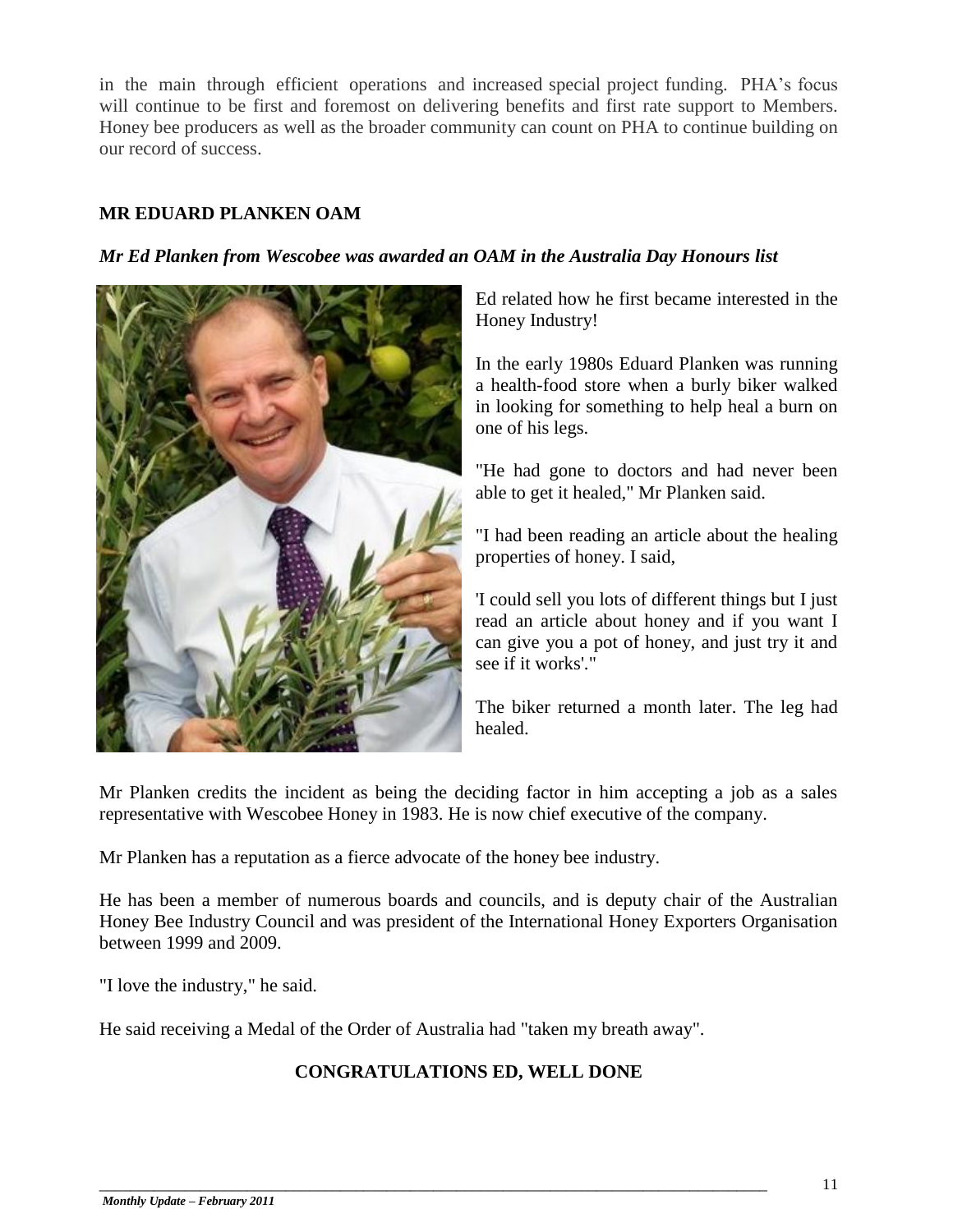in the main through efficient operations and increased special project funding. PHA's focus will continue to be first and foremost on delivering benefits and first rate support to Members. Honey bee producers as well as the broader community can count on PHA to continue building on our record of success.

## MR EDUARD PLANKEN OAM

***Mr Ed Planken from Wescobee was awarded an OAM in the Australia Day Honours list***

Ed related how he first became interested in the Honey Industry!

In the early 1980s Eduard Planken was running a health-food store when a burly biker walked in looking for something to help heal a burn on one of his legs.

"He had gone to doctors and had never been able to get it healed," Mr Planken said.

"I had been reading an article about the healing properties of honey. I said,

'I could sell you lots of different things but I just read an article about honey and if you want I can give you a pot of honey, and just try it and see if it works'."

The biker returned a month later. The leg had healed.

Mr Planken credits the incident as being the deciding factor in him accepting a job as a sales representative with Wescobee Honey in 1983. He is now chief executive of the company.

Mr Planken has a reputation as a fierce advocate of the honey bee industry.

He has been a member of numerous boards and councils, and is deputy chair of the Australian Honey Bee Industry Council and was president of the International Honey Exporters Organisation between 1999 and 2009.

"I love the industry," he said.

He said receiving a Medal of the Order of Australia had "taken my breath away".

**CONGRATULATIONS ED, WELL DONE**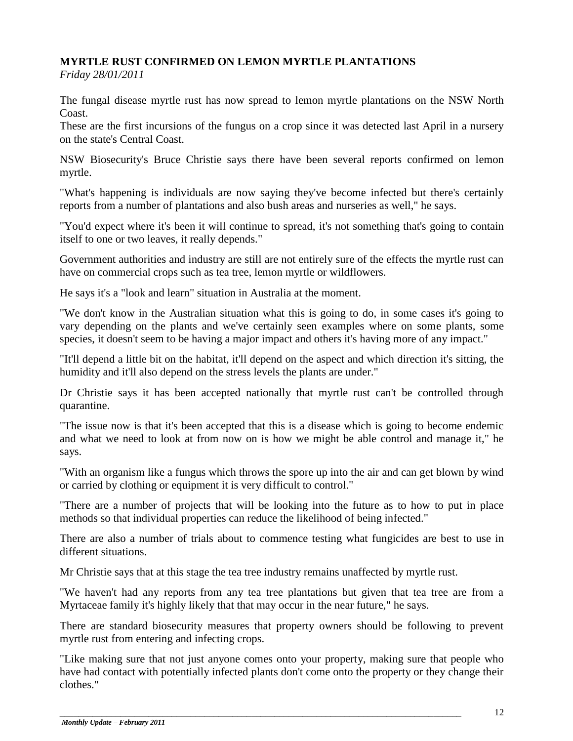## MYRTLE RUST CONFIRMED ON LEMON MYRTLE PLANTATIONS

*Friday 28/01/2011*

The fungal disease myrtle rust has now spread to lemon myrtle plantations on the NSW North Coast.
These are the first incursions of the fungus on a crop since it was detected last April in a nursery on the state's Central Coast.

NSW Biosecurity's Bruce Christie says there have been several reports confirmed on lemon myrtle.

"What's happening is individuals are now saying they've become infected but there's certainly reports from a number of plantations and also bush areas and nurseries as well," he says.

"You'd expect where it's been it will continue to spread, it's not something that's going to contain itself to one or two leaves, it really depends."

Government authorities and industry are still are not entirely sure of the effects the myrtle rust can have on commercial crops such as tea tree, lemon myrtle or wildflowers.

He says it's a "look and learn" situation in Australia at the moment.

"We don't know in the Australian situation what this is going to do, in some cases it's going to vary depending on the plants and we've certainly seen examples where on some plants, some species, it doesn't seem to be having a major impact and others it's having more of any impact."

"It'll depend a little bit on the habitat, it'll depend on the aspect and which direction it's sitting, the humidity and it'll also depend on the stress levels the plants are under."

Dr Christie says it has been accepted nationally that myrtle rust can't be controlled through quarantine.

"The issue now is that it's been accepted that this is a disease which is going to become endemic and what we need to look at from now on is how we might be able control and manage it," he says.

"With an organism like a fungus which throws the spore up into the air and can get blown by wind or carried by clothing or equipment it is very difficult to control."

"There are a number of projects that will be looking into the future as to how to put in place methods so that individual properties can reduce the likelihood of being infected."

There are also a number of trials about to commence testing what fungicides are best to use in different situations.

Mr Christie says that at this stage the tea tree industry remains unaffected by myrtle rust.

"We haven't had any reports from any tea tree plantations but given that tea tree are from a Myrtaceae family it's highly likely that that may occur in the near future," he says.

There are standard biosecurity measures that property owners should be following to prevent myrtle rust from entering and infecting crops.

"Like making sure that not just anyone comes onto your property, making sure that people who have had contact with potentially infected plants don't come onto the property or they change their clothes."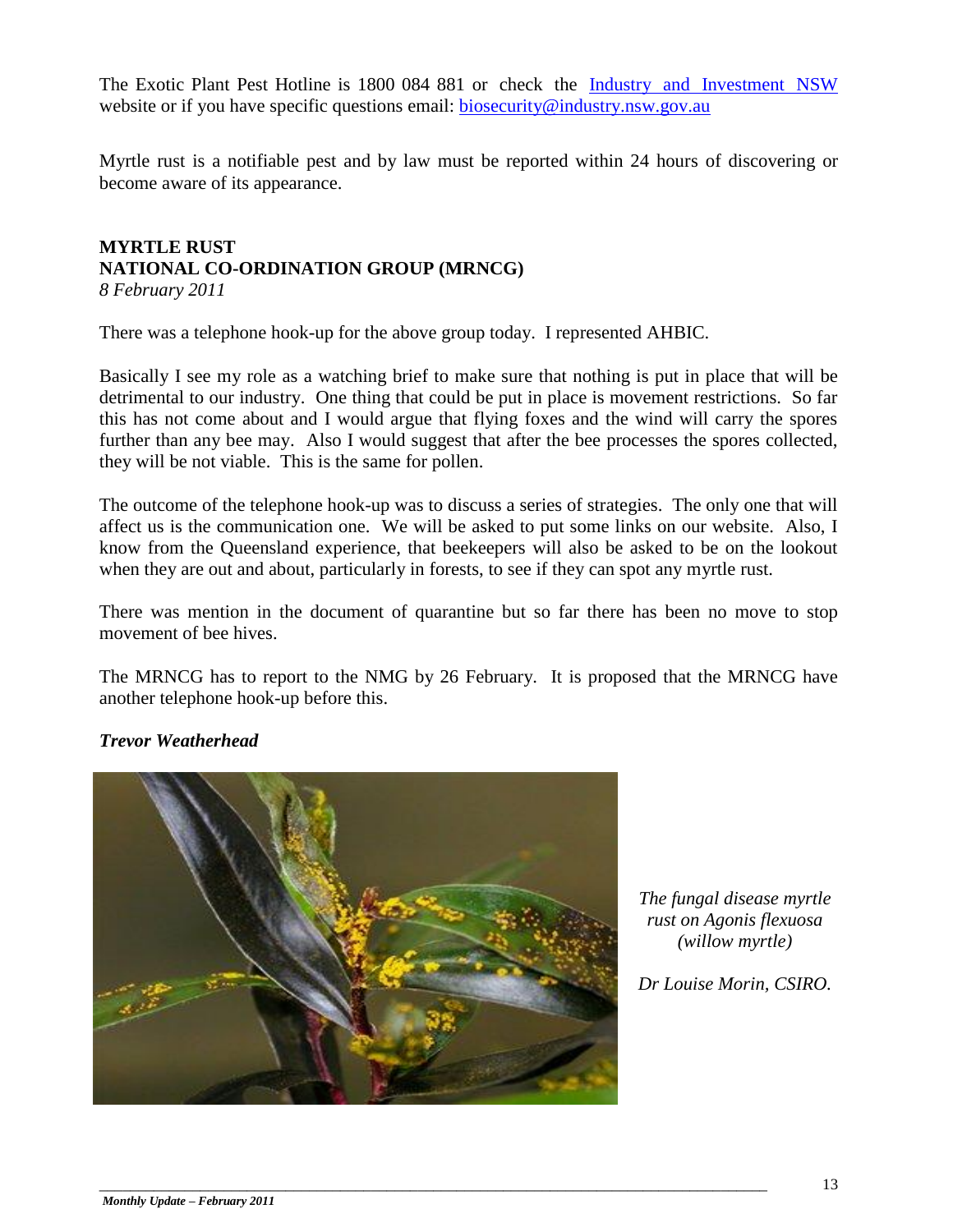The Exotic Plant Pest Hotline is 1800 084 881 or check the [Industry and Investment NSW](#) website or if you have specific questions email: [biosecurity@industry.nsw.gov.au](mailto:biosecurity@industry.nsw.gov.au)

Myrtle rust is a notifiable pest and by law must be reported within 24 hours of discovering or become aware of its appearance.

## MYRTLE RUST
## NATIONAL CO-ORDINATION GROUP (MRNCG)

*8 February 2011*

There was a telephone hook-up for the above group today. I represented AHBIC.

Basically I see my role as a watching brief to make sure that nothing is put in place that will be detrimental to our industry. One thing that could be put in place is movement restrictions. So far this has not come about and I would argue that flying foxes and the wind will carry the spores further than any bee may. Also I would suggest that after the bee processes the spores collected, they will be not viable. This is the same for pollen.

The outcome of the telephone hook-up was to discuss a series of strategies. The only one that will affect us is the communication one. We will be asked to put some links on our website. Also, I know from the Queensland experience, that beekeepers will also be asked to be on the lookout when they are out and about, particularly in forests, to see if they can spot any myrtle rust.

There was mention in the document of quarantine but so far there has been no move to stop movement of bee hives.

The MRNCG has to report to the NMG by 26 February. It is proposed that the MRNCG have another telephone hook-up before this.

***Trevor Weatherhead***

*The fungal disease myrtle rust on Agonis flexuosa (willow myrtle)*

*Dr Louise Morin, CSIRO.*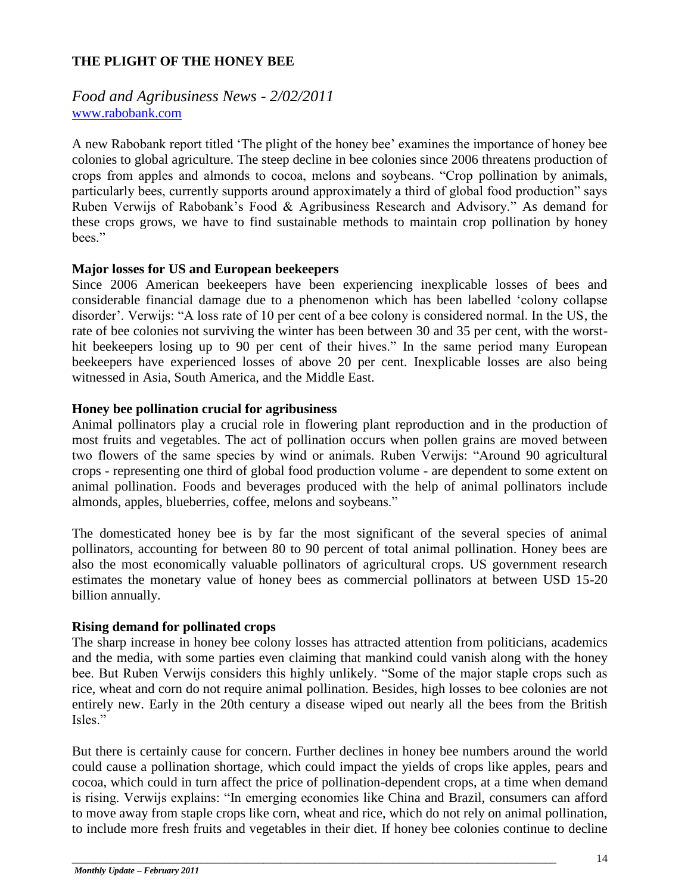**THE PLIGHT OF THE HONEY BEE**

*Food and Agribusiness News - 2/02/2011*
www.rabobank.com

A new Rabobank report titled 'The plight of the honey bee' examines the importance of honey bee colonies to global agriculture. The steep decline in bee colonies since 2006 threatens production of crops from apples and almonds to cocoa, melons and soybeans. "Crop pollination by animals, particularly bees, currently supports around approximately a third of global food production" says Ruben Verwijs of Rabobank's Food & Agribusiness Research and Advisory." As demand for these crops grows, we have to find sustainable methods to maintain crop pollination by honey bees."

**Major losses for US and European beekeepers**

Since 2006 American beekeepers have been experiencing inexplicable losses of bees and considerable financial damage due to a phenomenon which has been labelled 'colony collapse disorder'. Verwijs: "A loss rate of 10 per cent of a bee colony is considered normal. In the US, the rate of bee colonies not surviving the winter has been between 30 and 35 per cent, with the worst-hit beekeepers losing up to 90 per cent of their hives." In the same period many European beekeepers have experienced losses of above 20 per cent. Inexplicable losses are also being witnessed in Asia, South America, and the Middle East.

**Honey bee pollination crucial for agribusiness**

Animal pollinators play a crucial role in flowering plant reproduction and in the production of most fruits and vegetables. The act of pollination occurs when pollen grains are moved between two flowers of the same species by wind or animals. Ruben Verwijs: "Around 90 agricultural crops - representing one third of global food production volume - are dependent to some extent on animal pollination. Foods and beverages produced with the help of animal pollinators include almonds, apples, blueberries, coffee, melons and soybeans."

The domesticated honey bee is by far the most significant of the several species of animal pollinators, accounting for between 80 to 90 percent of total animal pollination. Honey bees are also the most economically valuable pollinators of agricultural crops. US government research estimates the monetary value of honey bees as commercial pollinators at between USD 15-20 billion annually.

**Rising demand for pollinated crops**

The sharp increase in honey bee colony losses has attracted attention from politicians, academics and the media, with some parties even claiming that mankind could vanish along with the honey bee. But Ruben Verwijs considers this highly unlikely. "Some of the major staple crops such as rice, wheat and corn do not require animal pollination. Besides, high losses to bee colonies are not entirely new. Early in the 20th century a disease wiped out nearly all the bees from the British Isles."

But there is certainly cause for concern. Further declines in honey bee numbers around the world could cause a pollination shortage, which could impact the yields of crops like apples, pears and cocoa, which could in turn affect the price of pollination-dependent crops, at a time when demand is rising. Verwijs explains: "In emerging economies like China and Brazil, consumers can afford to move away from staple crops like corn, wheat and rice, which do not rely on animal pollination, to include more fresh fruits and vegetables in their diet. If honey bee colonies continue to decline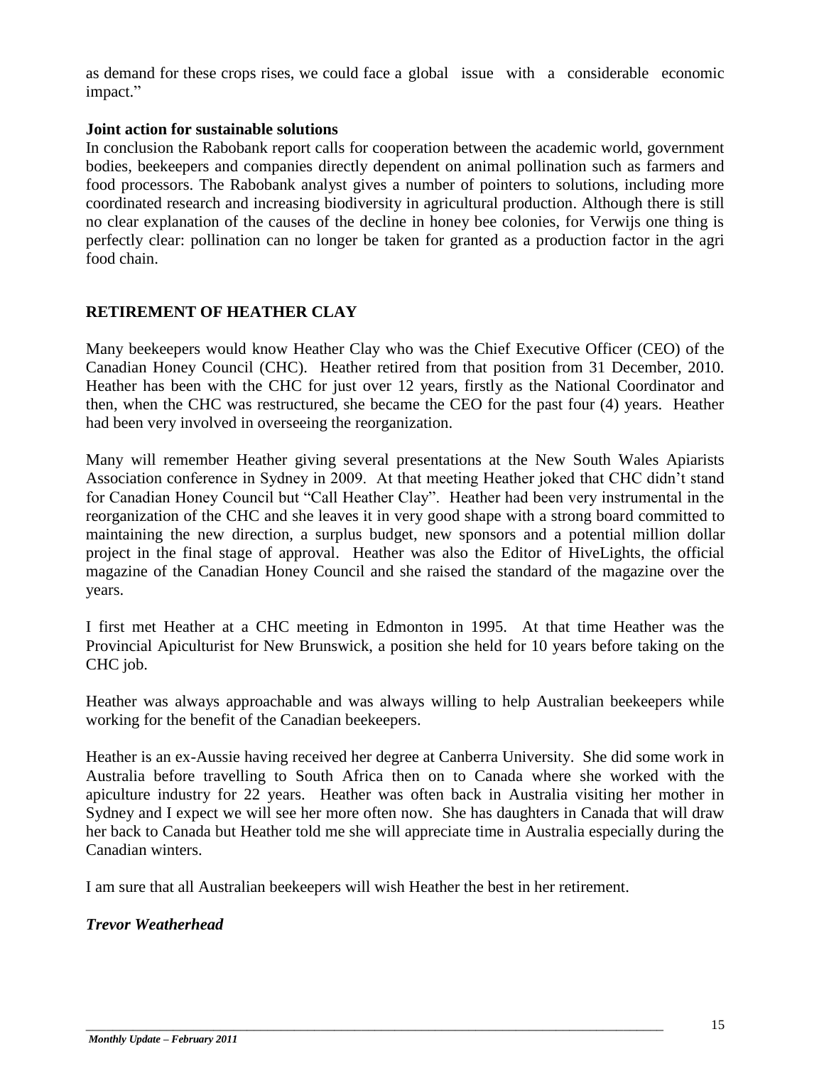as demand for these crops rises, we could face a global issue with a considerable economic impact."

**Joint action for sustainable solutions**

In conclusion the Rabobank report calls for cooperation between the academic world, government bodies, beekeepers and companies directly dependent on animal pollination such as farmers and food processors. The Rabobank analyst gives a number of pointers to solutions, including more coordinated research and increasing biodiversity in agricultural production. Although there is still no clear explanation of the causes of the decline in honey bee colonies, for Verwijs one thing is perfectly clear: pollination can no longer be taken for granted as a production factor in the agri food chain.

## RETIREMENT OF HEATHER CLAY

Many beekeepers would know Heather Clay who was the Chief Executive Officer (CEO) of the Canadian Honey Council (CHC). Heather retired from that position from 31 December, 2010. Heather has been with the CHC for just over 12 years, firstly as the National Coordinator and then, when the CHC was restructured, she became the CEO for the past four (4) years. Heather had been very involved in overseeing the reorganization.

Many will remember Heather giving several presentations at the New South Wales Apiarists Association conference in Sydney in 2009. At that meeting Heather joked that CHC didn't stand for Canadian Honey Council but "Call Heather Clay". Heather had been very instrumental in the reorganization of the CHC and she leaves it in very good shape with a strong board committed to maintaining the new direction, a surplus budget, new sponsors and a potential million dollar project in the final stage of approval. Heather was also the Editor of HiveLights, the official magazine of the Canadian Honey Council and she raised the standard of the magazine over the years.

I first met Heather at a CHC meeting in Edmonton in 1995. At that time Heather was the Provincial Apiculturist for New Brunswick, a position she held for 10 years before taking on the CHC job.

Heather was always approachable and was always willing to help Australian beekeepers while working for the benefit of the Canadian beekeepers.

Heather is an ex-Aussie having received her degree at Canberra University. She did some work in Australia before travelling to South Africa then on to Canada where she worked with the apiculture industry for 22 years. Heather was often back in Australia visiting her mother in Sydney and I expect we will see her more often now. She has daughters in Canada that will draw her back to Canada but Heather told me she will appreciate time in Australia especially during the Canadian winters.

I am sure that all Australian beekeepers will wish Heather the best in her retirement.

***Trevor Weatherhead***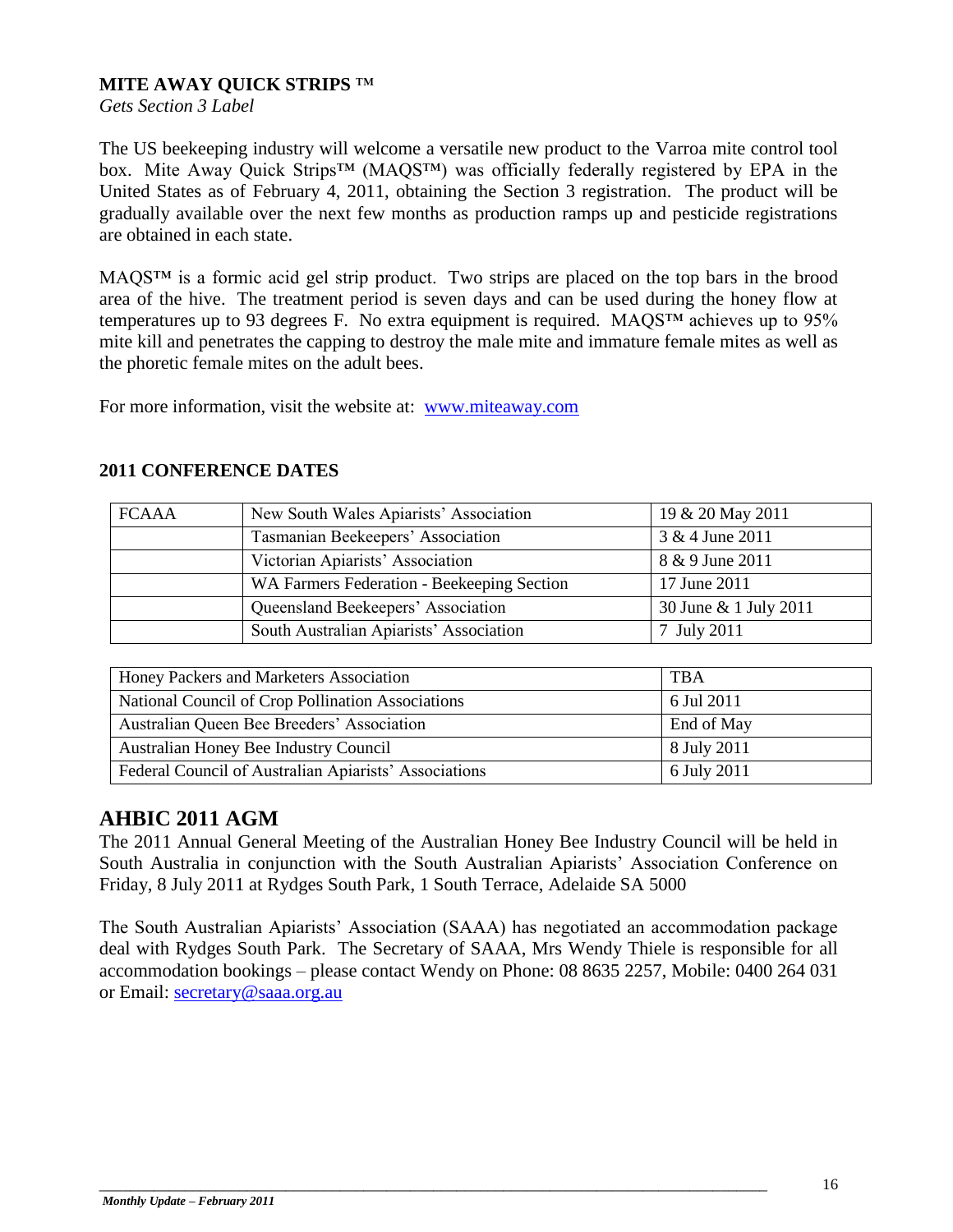**MITE AWAY QUICK STRIPS ™**

*Gets Section 3 Label*

The US beekeeping industry will welcome a versatile new product to the Varroa mite control tool box. Mite Away Quick Strips™ (MAQS™) was officially federally registered by EPA in the United States as of February 4, 2011, obtaining the Section 3 registration. The product will be gradually available over the next few months as production ramps up and pesticide registrations are obtained in each state.

MAQS™ is a formic acid gel strip product. Two strips are placed on the top bars in the brood area of the hive. The treatment period is seven days and can be used during the honey flow at temperatures up to 93 degrees F. No extra equipment is required. MAQS™ achieves up to 95% mite kill and penetrates the capping to destroy the male mite and immature female mites as well as the phoretic female mites on the adult bees.

For more information, visit the website at: www.miteaway.com

## 2011 CONFERENCE DATES

| | | |
|---|---|---|
| FCAAA | New South Wales Apiarists' Association | 19 & 20 May 2011 |
| | Tasmanian Beekeepers' Association | 3 & 4 June 2011 |
| | Victorian Apiarists' Association | 8 & 9 June 2011 |
| | WA Farmers Federation - Beekeeping Section | 17 June 2011 |
| | Queensland Beekeepers' Association | 30 June & 1 July 2011 |
| | South Australian Apiarists' Association | 7 July 2011 |

| | |
|---|---|
| Honey Packers and Marketers Association | TBA |
| National Council of Crop Pollination Associations | 6 Jul 2011 |
| Australian Queen Bee Breeders' Association | End of May |
| Australian Honey Bee Industry Council | 8 July 2011 |
| Federal Council of Australian Apiarists' Associations | 6 July 2011 |

## AHBIC 2011 AGM

The 2011 Annual General Meeting of the Australian Honey Bee Industry Council will be held in South Australia in conjunction with the South Australian Apiarists' Association Conference on Friday, 8 July 2011 at Rydges South Park, 1 South Terrace, Adelaide SA 5000

The South Australian Apiarists' Association (SAAA) has negotiated an accommodation package deal with Rydges South Park. The Secretary of SAAA, Mrs Wendy Thiele is responsible for all accommodation bookings – please contact Wendy on Phone: 08 8635 2257, Mobile: 0400 264 031 or Email: secretary@saaa.org.au